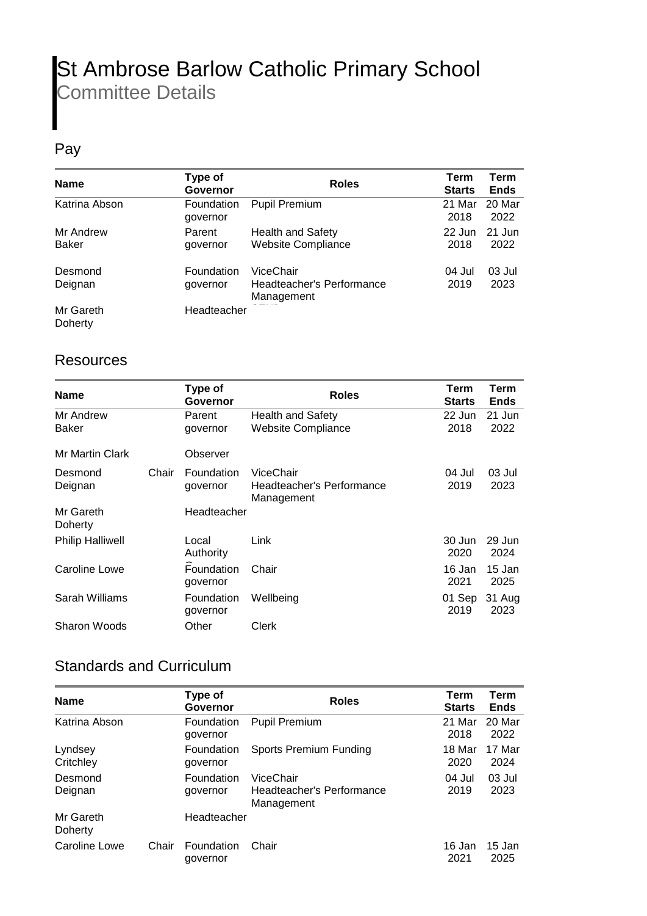# St Ambrose Barlow Catholic Primary School
Committee Details

## Pay

| Name | | Type of Governor | Roles | Term Starts | Term Ends |
|---|---|---|---|---|---|
| Katrina Abson | | Foundation governor | Pupil Premium | 21 Mar 2018 | 20 Mar 2022 |
| Mr Andrew Baker | | Parent governor | Health and Safety<br>Website Compliance | 22 Jun 2018 | 21 Jun 2022 |
| Desmond Deignan | | Foundation governor | ViceChair<br>Headteacher's Performance Management | 04 Jul 2019 | 03 Jul 2023 |
| Mr Gareth Doherty | | Headteacher | | | |

## Resources

| Name | | Type of Governor | Roles | Term Starts | Term Ends |
|---|---|---|---|---|---|
| Mr Andrew Baker | | Parent governor | Health and Safety<br>Website Compliance | 22 Jun 2018 | 21 Jun 2022 |
| Mr Martin Clark | | Observer | | | |
| Desmond Deignan | Chair | Foundation governor | ViceChair<br>Headteacher's Performance Management | 04 Jul 2019 | 03 Jul 2023 |
| Mr Gareth Doherty | | Headteacher | | | |
| Philip Halliwell | | Local Authority | Link | 30 Jun 2020 | 29 Jun 2024 |
| Caroline Lowe | | Foundation governor | Chair | 16 Jan 2021 | 15 Jan 2025 |
| Sarah Williams | | Foundation governor | Wellbeing | 01 Sep 2019 | 31 Aug 2023 |
| Sharon Woods | | Other | Clerk | | |

## Standards and Curriculum

| Name | | Type of Governor | Roles | Term Starts | Term Ends |
|---|---|---|---|---|---|
| Katrina Abson | | Foundation governor | Pupil Premium | 21 Mar 2018 | 20 Mar 2022 |
| Lyndsey Critchley | | Foundation governor | Sports Premium Funding | 18 Mar 2020 | 17 Mar 2024 |
| Desmond Deignan | | Foundation governor | ViceChair<br>Headteacher's Performance Management | 04 Jul 2019 | 03 Jul 2023 |
| Mr Gareth Doherty | | Headteacher | | | |
| Caroline Lowe | Chair | Foundation governor | Chair | 16 Jan 2021 | 15 Jan 2025 |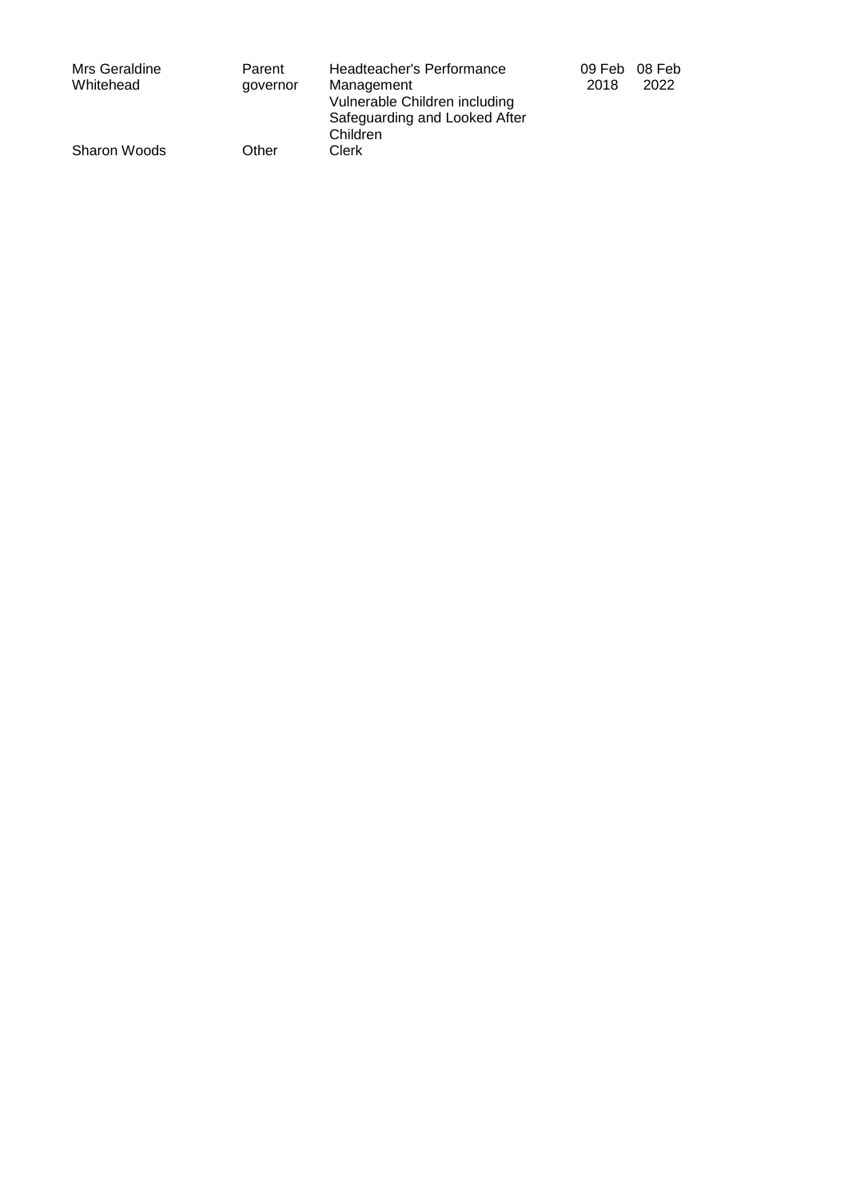| | | | | |
|---|---|---|---|---|
| Mrs Geraldine Whitehead | Parent governor | Headteacher's Performance Management<br>Vulnerable Children including Safeguarding and Looked After Children | 09 Feb 2018 | 08 Feb 2022 |
| Sharon Woods | Other | Clerk | | |